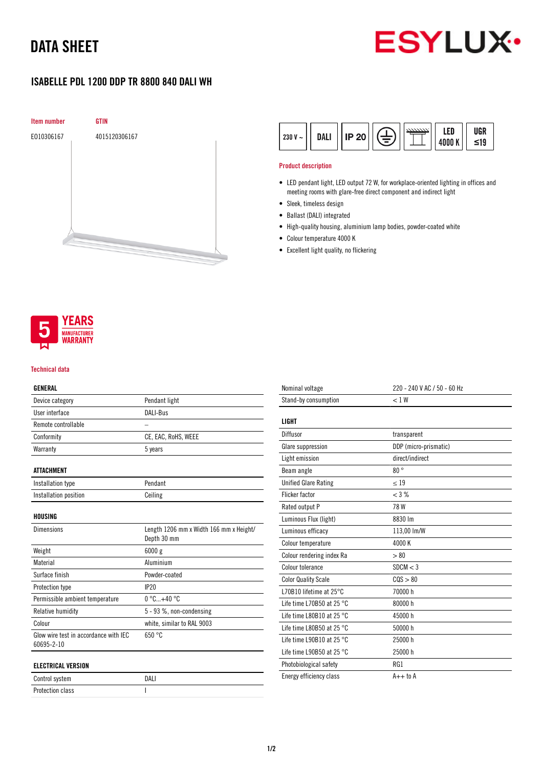# DATA SHEET

ESYLUX

## ISABELLE PDL 1200 DDP TR 8800 840 DALI WH

| Item number | GTIN |
|---|---|
| E010306167 | 4015120306167 |

230 V ~ | DALI | IP 20 | LED 4000 K | UGR ≤19

### Product description

- LED pendant light, LED output 72 W, for workplace-oriented lighting in offices and meeting rooms with glare-free direct component and indirect light
- Sleek, timeless design
- Ballast (DALI) integrated
- High-quality housing, aluminium lamp bodies, powder-coated white
- Colour temperature 4000 K
- Excellent light quality, no flickering

5 YEARS MANUFACTURER WARRANTY

### Technical data

| GENERAL | |
|---|---|
| Device category | Pendant light |
| User interface | DALI-Bus |
| Remote controllable | – |
| Conformity | CE, EAC, RoHS, WEEE |
| Warranty | 5 years |

| ATTACHMENT | |
|---|---|
| Installation type | Pendant |
| Installation position | Ceiling |

| HOUSING | |
|---|---|
| Dimensions | Length 1206 mm x Width 166 mm x Height/ Depth 30 mm |
| Weight | 6000 g |
| Material | Aluminium |
| Surface finish | Powder-coated |
| Protection type | IP20 |
| Permissible ambient temperature | 0 °C...+40 °C |
| Relative humidity | 5 - 93 %, non-condensing |
| Colour | white, similar to RAL 9003 |
| Glow wire test in accordance with IEC 60695-2-10 | 650 °C |

| ELECTRICAL VERSION | |
|---|---|
| Control system | DALI |
| Protection class | I |
| Nominal voltage | 220 - 240 V AC / 50 - 60 Hz |
| Stand-by consumption | < 1 W |

| LIGHT | |
|---|---|
| Diffusor | transparent |
| Glare suppression | DDP (micro-prismatic) |
| Light emission | direct/indirect |
| Beam angle | 80 ° |
| Unified Glare Rating | ≤ 19 |
| Flicker factor | < 3 % |
| Rated output P | 78 W |
| Luminous Flux (light) | 8830 lm |
| Luminous efficacy | 113,00 lm/W |
| Colour temperature | 4000 K |
| Colour rendering index Ra | > 80 |
| Colour tolerance | SDCM < 3 |
| Color Quality Scale | CQS > 80 |
| L70B10 lifetime at 25°C | 70000 h |
| Life time L70B50 at 25 °C | 80000 h |
| Life time L80B10 at 25 °C | 45000 h |
| Life time L80B50 at 25 °C | 50000 h |
| Life time L90B10 at 25 °C | 25000 h |
| Life time L90B50 at 25 °C | 25000 h |
| Photobiological safety | RG1 |
| Energy efficiency class | A++ to A |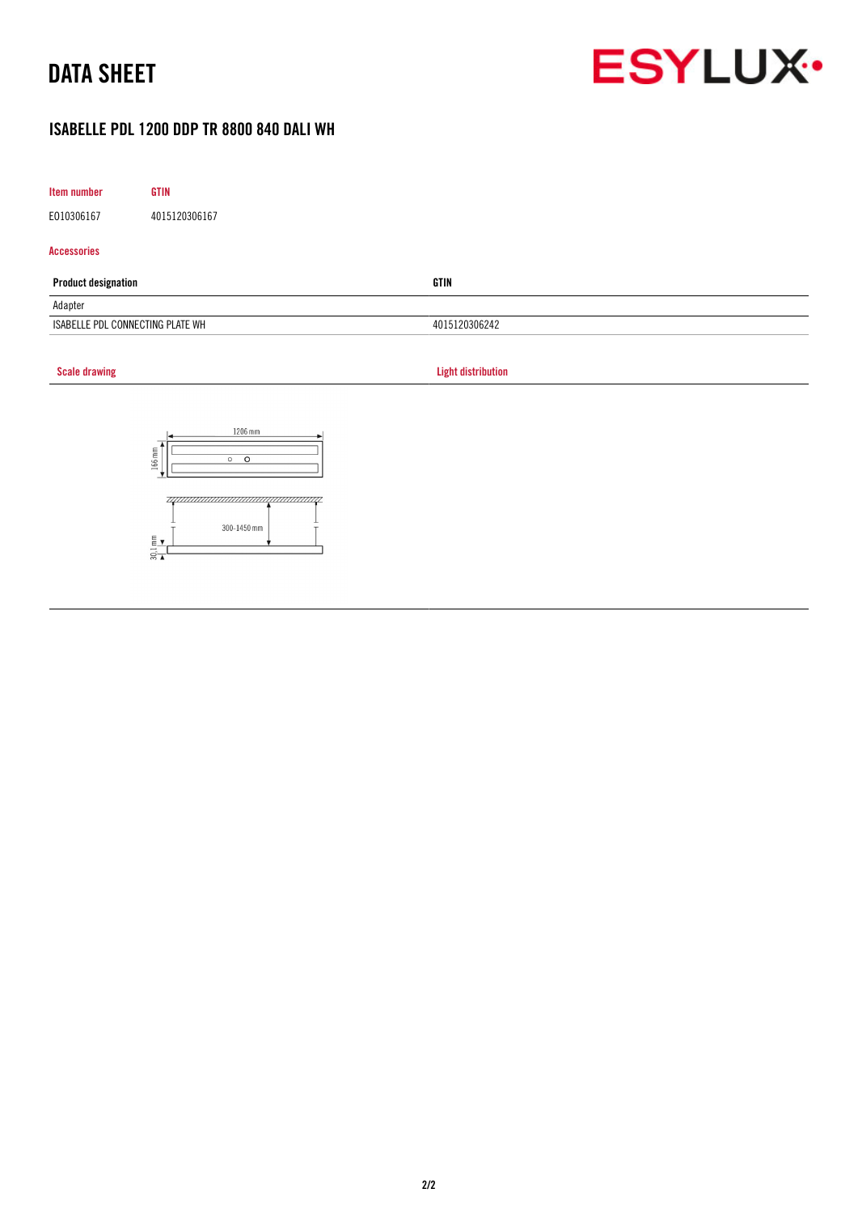# DATA SHEET

## ISABELLE PDL 1200 DDP TR 8800 840 DALI WH

| Item number | GTIN |
|---|---|
| E010306167 | 4015120306167 |

### Accessories

| Product designation | GTIN |
|---|---|
| Adapter | |
| ISABELLE PDL CONNECTING PLATE WH | 4015120306242 |

### Scale drawing

1206 mm

166 mm

300-1450 mm

30,1 mm

### Light distribution